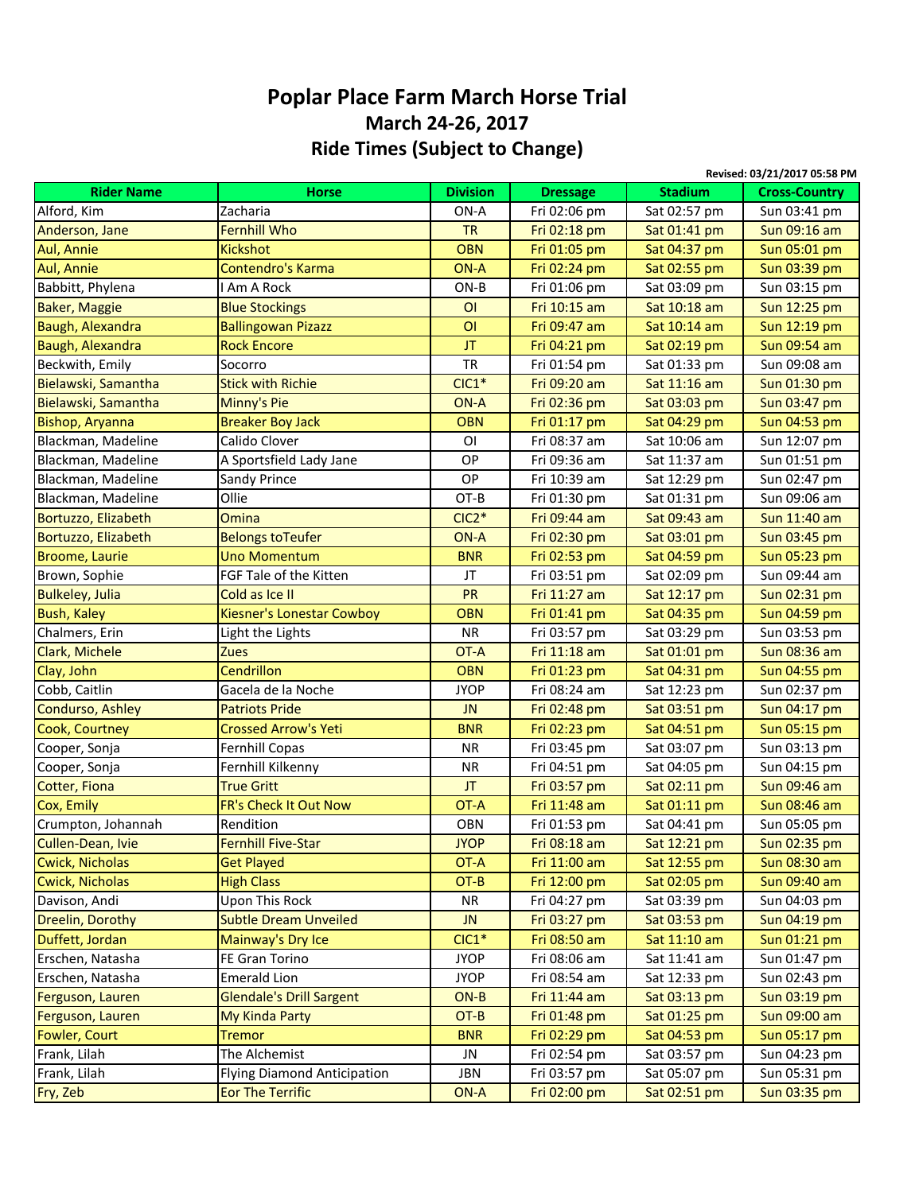# Poplar Place Farm March Horse Trial

## March 24-26, 2017

## Ride Times (Subject to Change)

**Revised: 03/21/2017 05:58 PM**

| Rider Name | Horse | Division | Dressage | Stadium | Cross-Country |
|---|---|---|---|---|---|
| Alford, Kim | Zacharia | ON-A | Fri 02:06 pm | Sat 02:57 pm | Sun 03:41 pm |
| Anderson, Jane | Fernhill Who | TR | Fri 02:18 pm | Sat 01:41 pm | Sun 09:16 am |
| Aul, Annie | Kickshot | OBN | Fri 01:05 pm | Sat 04:37 pm | Sun 05:01 pm |
| Aul, Annie | Contendro's Karma | ON-A | Fri 02:24 pm | Sat 02:55 pm | Sun 03:39 pm |
| Babbitt, Phylena | I Am A Rock | ON-B | Fri 01:06 pm | Sat 03:09 pm | Sun 03:15 pm |
| Baker, Maggie | Blue Stockings | OI | Fri 10:15 am | Sat 10:18 am | Sun 12:25 pm |
| Baugh, Alexandra | Ballingowan Pizazz | OI | Fri 09:47 am | Sat 10:14 am | Sun 12:19 pm |
| Baugh, Alexandra | Rock Encore | JT | Fri 04:21 pm | Sat 02:19 pm | Sun 09:54 am |
| Beckwith, Emily | Socorro | TR | Fri 01:54 pm | Sat 01:33 pm | Sun 09:08 am |
| Bielawski, Samantha | Stick with Richie | CIC1* | Fri 09:20 am | Sat 11:16 am | Sun 01:30 pm |
| Bielawski, Samantha | Minny's Pie | ON-A | Fri 02:36 pm | Sat 03:03 pm | Sun 03:47 pm |
| Bishop, Aryanna | Breaker Boy Jack | OBN | Fri 01:17 pm | Sat 04:29 pm | Sun 04:53 pm |
| Blackman, Madeline | Calido Clover | OI | Fri 08:37 am | Sat 10:06 am | Sun 12:07 pm |
| Blackman, Madeline | A Sportsfield Lady Jane | OP | Fri 09:36 am | Sat 11:37 am | Sun 01:51 pm |
| Blackman, Madeline | Sandy Prince | OP | Fri 10:39 am | Sat 12:29 pm | Sun 02:47 pm |
| Blackman, Madeline | Ollie | OT-B | Fri 01:30 pm | Sat 01:31 pm | Sun 09:06 am |
| Bortuzzo, Elizabeth | Omina | CIC2* | Fri 09:44 am | Sat 09:43 am | Sun 11:40 am |
| Bortuzzo, Elizabeth | Belongs toTeufer | ON-A | Fri 02:30 pm | Sat 03:01 pm | Sun 03:45 pm |
| Broome, Laurie | Uno Momentum | BNR | Fri 02:53 pm | Sat 04:59 pm | Sun 05:23 pm |
| Brown, Sophie | FGF Tale of the Kitten | JT | Fri 03:51 pm | Sat 02:09 pm | Sun 09:44 am |
| Bulkeley, Julia | Cold as Ice II | PR | Fri 11:27 am | Sat 12:17 pm | Sun 02:31 pm |
| Bush, Kaley | Kiesner's Lonestar Cowboy | OBN | Fri 01:41 pm | Sat 04:35 pm | Sun 04:59 pm |
| Chalmers, Erin | Light the Lights | NR | Fri 03:57 pm | Sat 03:29 pm | Sun 03:53 pm |
| Clark, Michele | Zues | OT-A | Fri 11:18 am | Sat 01:01 pm | Sun 08:36 am |
| Clay, John | Cendrillon | OBN | Fri 01:23 pm | Sat 04:31 pm | Sun 04:55 pm |
| Cobb, Caitlin | Gacela de la Noche | JYOP | Fri 08:24 am | Sat 12:23 pm | Sun 02:37 pm |
| Condurso, Ashley | Patriots Pride | JN | Fri 02:48 pm | Sat 03:51 pm | Sun 04:17 pm |
| Cook, Courtney | Crossed Arrow's Yeti | BNR | Fri 02:23 pm | Sat 04:51 pm | Sun 05:15 pm |
| Cooper, Sonja | Fernhill Copas | NR | Fri 03:45 pm | Sat 03:07 pm | Sun 03:13 pm |
| Cooper, Sonja | Fernhill Kilkenny | NR | Fri 04:51 pm | Sat 04:05 pm | Sun 04:15 pm |
| Cotter, Fiona | True Gritt | JT | Fri 03:57 pm | Sat 02:11 pm | Sun 09:46 am |
| Cox, Emily | FR's Check It Out Now | OT-A | Fri 11:48 am | Sat 01:11 pm | Sun 08:46 am |
| Crumpton, Johannah | Rendition | OBN | Fri 01:53 pm | Sat 04:41 pm | Sun 05:05 pm |
| Cullen-Dean, Ivie | Fernhill Five-Star | JYOP | Fri 08:18 am | Sat 12:21 pm | Sun 02:35 pm |
| Cwick, Nicholas | Get Played | OT-A | Fri 11:00 am | Sat 12:55 pm | Sun 08:30 am |
| Cwick, Nicholas | High Class | OT-B | Fri 12:00 pm | Sat 02:05 pm | Sun 09:40 am |
| Davison, Andi | Upon This Rock | NR | Fri 04:27 pm | Sat 03:39 pm | Sun 04:03 pm |
| Dreelin, Dorothy | Subtle Dream Unveiled | JN | Fri 03:27 pm | Sat 03:53 pm | Sun 04:19 pm |
| Duffett, Jordan | Mainway's Dry Ice | CIC1* | Fri 08:50 am | Sat 11:10 am | Sun 01:21 pm |
| Erschen, Natasha | FE Gran Torino | JYOP | Fri 08:06 am | Sat 11:41 am | Sun 01:47 pm |
| Erschen, Natasha | Emerald Lion | JYOP | Fri 08:54 am | Sat 12:33 pm | Sun 02:43 pm |
| Ferguson, Lauren | Glendale's Drill Sargent | ON-B | Fri 11:44 am | Sat 03:13 pm | Sun 03:19 pm |
| Ferguson, Lauren | My Kinda Party | OT-B | Fri 01:48 pm | Sat 01:25 pm | Sun 09:00 am |
| Fowler, Court | Tremor | BNR | Fri 02:29 pm | Sat 04:53 pm | Sun 05:17 pm |
| Frank, Lilah | The Alchemist | JN | Fri 02:54 pm | Sat 03:57 pm | Sun 04:23 pm |
| Frank, Lilah | Flying Diamond Anticipation | JBN | Fri 03:57 pm | Sat 05:07 pm | Sun 05:31 pm |
| Fry, Zeb | Eor The Terrific | ON-A | Fri 02:00 pm | Sat 02:51 pm | Sun 03:35 pm |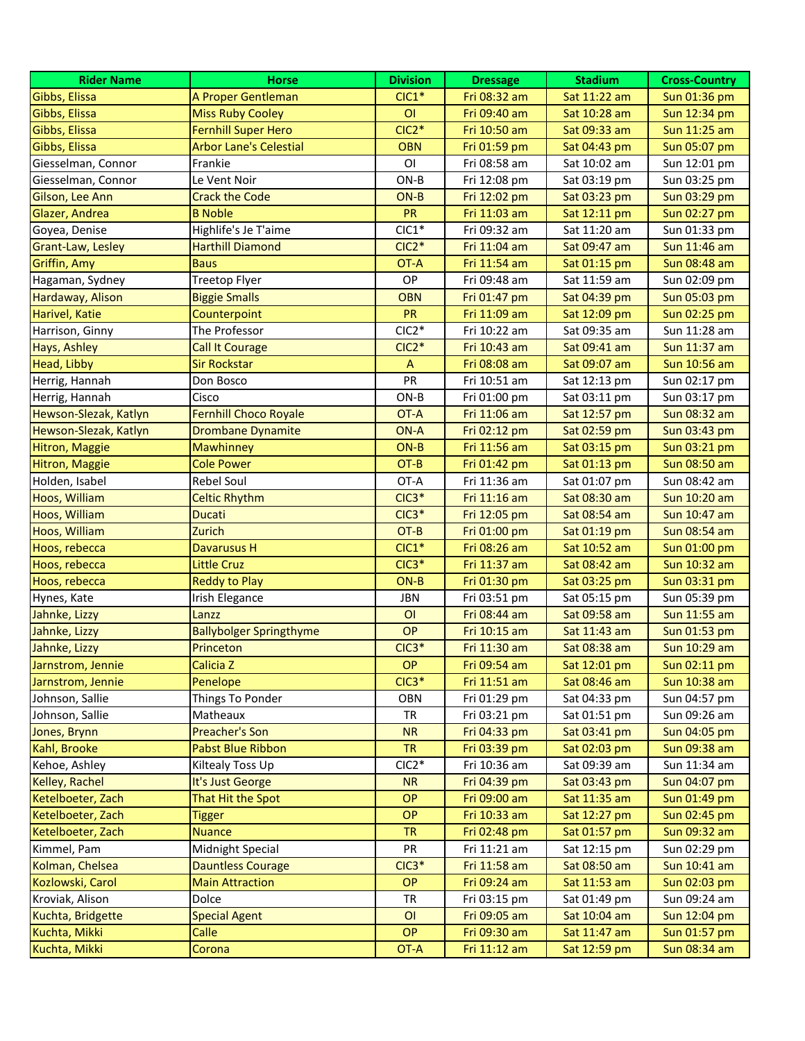| Rider Name | Horse | Division | Dressage | Stadium | Cross-Country |
|---|---|---|---|---|---|
| Gibbs, Elissa | A Proper Gentleman | CIC1* | Fri 08:32 am | Sat 11:22 am | Sun 01:36 pm |
| Gibbs, Elissa | Miss Ruby Cooley | OI | Fri 09:40 am | Sat 10:28 am | Sun 12:34 pm |
| Gibbs, Elissa | Fernhill Super Hero | CIC2* | Fri 10:50 am | Sat 09:33 am | Sun 11:25 am |
| Gibbs, Elissa | Arbor Lane's Celestial | OBN | Fri 01:59 pm | Sat 04:43 pm | Sun 05:07 pm |
| Giesselman, Connor | Frankie | OI | Fri 08:58 am | Sat 10:02 am | Sun 12:01 pm |
| Giesselman, Connor | Le Vent Noir | ON-B | Fri 12:08 pm | Sat 03:19 pm | Sun 03:25 pm |
| Gilson, Lee Ann | Crack the Code | ON-B | Fri 12:02 pm | Sat 03:23 pm | Sun 03:29 pm |
| Glazer, Andrea | B Noble | PR | Fri 11:03 am | Sat 12:11 pm | Sun 02:27 pm |
| Goyea, Denise | Highlife's Je T'aime | CIC1* | Fri 09:32 am | Sat 11:20 am | Sun 01:33 pm |
| Grant-Law, Lesley | Harthill Diamond | CIC2* | Fri 11:04 am | Sat 09:47 am | Sun 11:46 am |
| Griffin, Amy | Baus | OT-A | Fri 11:54 am | Sat 01:15 pm | Sun 08:48 am |
| Hagaman, Sydney | Treetop Flyer | OP | Fri 09:48 am | Sat 11:59 am | Sun 02:09 pm |
| Hardaway, Alison | Biggie Smalls | OBN | Fri 01:47 pm | Sat 04:39 pm | Sun 05:03 pm |
| Harivel, Katie | Counterpoint | PR | Fri 11:09 am | Sat 12:09 pm | Sun 02:25 pm |
| Harrison, Ginny | The Professor | CIC2* | Fri 10:22 am | Sat 09:35 am | Sun 11:28 am |
| Hays, Ashley | Call It Courage | CIC2* | Fri 10:43 am | Sat 09:41 am | Sun 11:37 am |
| Head, Libby | Sir Rockstar | A | Fri 08:08 am | Sat 09:07 am | Sun 10:56 am |
| Herrig, Hannah | Don Bosco | PR | Fri 10:51 am | Sat 12:13 pm | Sun 02:17 pm |
| Herrig, Hannah | Cisco | ON-B | Fri 01:00 pm | Sat 03:11 pm | Sun 03:17 pm |
| Hewson-Slezak, Katlyn | Fernhill Choco Royale | OT-A | Fri 11:06 am | Sat 12:57 pm | Sun 08:32 am |
| Hewson-Slezak, Katlyn | Drombane Dynamite | ON-A | Fri 02:12 pm | Sat 02:59 pm | Sun 03:43 pm |
| Hitron, Maggie | Mawhinney | ON-B | Fri 11:56 am | Sat 03:15 pm | Sun 03:21 pm |
| Hitron, Maggie | Cole Power | OT-B | Fri 01:42 pm | Sat 01:13 pm | Sun 08:50 am |
| Holden, Isabel | Rebel Soul | OT-A | Fri 11:36 am | Sat 01:07 pm | Sun 08:42 am |
| Hoos, William | Celtic Rhythm | CIC3* | Fri 11:16 am | Sat 08:30 am | Sun 10:20 am |
| Hoos, William | Ducati | CIC3* | Fri 12:05 pm | Sat 08:54 am | Sun 10:47 am |
| Hoos, William | Zurich | OT-B | Fri 01:00 pm | Sat 01:19 pm | Sun 08:54 am |
| Hoos, rebecca | Davarusus H | CIC1* | Fri 08:26 am | Sat 10:52 am | Sun 01:00 pm |
| Hoos, rebecca | Little Cruz | CIC3* | Fri 11:37 am | Sat 08:42 am | Sun 10:32 am |
| Hoos, rebecca | Reddy to Play | ON-B | Fri 01:30 pm | Sat 03:25 pm | Sun 03:31 pm |
| Hynes, Kate | Irish Elegance | JBN | Fri 03:51 pm | Sat 05:15 pm | Sun 05:39 pm |
| Jahnke, Lizzy | Lanzz | OI | Fri 08:44 am | Sat 09:58 am | Sun 11:55 am |
| Jahnke, Lizzy | Ballybolger Springthyme | OP | Fri 10:15 am | Sat 11:43 am | Sun 01:53 pm |
| Jahnke, Lizzy | Princeton | CIC3* | Fri 11:30 am | Sat 08:38 am | Sun 10:29 am |
| Jarnstrom, Jennie | Calicia Z | OP | Fri 09:54 am | Sat 12:01 pm | Sun 02:11 pm |
| Jarnstrom, Jennie | Penelope | CIC3* | Fri 11:51 am | Sat 08:46 am | Sun 10:38 am |
| Johnson, Sallie | Things To Ponder | OBN | Fri 01:29 pm | Sat 04:33 pm | Sun 04:57 pm |
| Johnson, Sallie | Matheaux | TR | Fri 03:21 pm | Sat 01:51 pm | Sun 09:26 am |
| Jones, Brynn | Preacher's Son | NR | Fri 04:33 pm | Sat 03:41 pm | Sun 04:05 pm |
| Kahl, Brooke | Pabst Blue Ribbon | TR | Fri 03:39 pm | Sat 02:03 pm | Sun 09:38 am |
| Kehoe, Ashley | Kiltealy Toss Up | CIC2* | Fri 10:36 am | Sat 09:39 am | Sun 11:34 am |
| Kelley, Rachel | It's Just George | NR | Fri 04:39 pm | Sat 03:43 pm | Sun 04:07 pm |
| Ketelboeter, Zach | That Hit the Spot | OP | Fri 09:00 am | Sat 11:35 am | Sun 01:49 pm |
| Ketelboeter, Zach | Tigger | OP | Fri 10:33 am | Sat 12:27 pm | Sun 02:45 pm |
| Ketelboeter, Zach | Nuance | TR | Fri 02:48 pm | Sat 01:57 pm | Sun 09:32 am |
| Kimmel, Pam | Midnight Special | PR | Fri 11:21 am | Sat 12:15 pm | Sun 02:29 pm |
| Kolman, Chelsea | Dauntless Courage | CIC3* | Fri 11:58 am | Sat 08:50 am | Sun 10:41 am |
| Kozlowski, Carol | Main Attraction | OP | Fri 09:24 am | Sat 11:53 am | Sun 02:03 pm |
| Kroviak, Alison | Dolce | TR | Fri 03:15 pm | Sat 01:49 pm | Sun 09:24 am |
| Kuchta, Bridgette | Special Agent | OI | Fri 09:05 am | Sat 10:04 am | Sun 12:04 pm |
| Kuchta, Mikki | Calle | OP | Fri 09:30 am | Sat 11:47 am | Sun 01:57 pm |
| Kuchta, Mikki | Corona | OT-A | Fri 11:12 am | Sat 12:59 pm | Sun 08:34 am |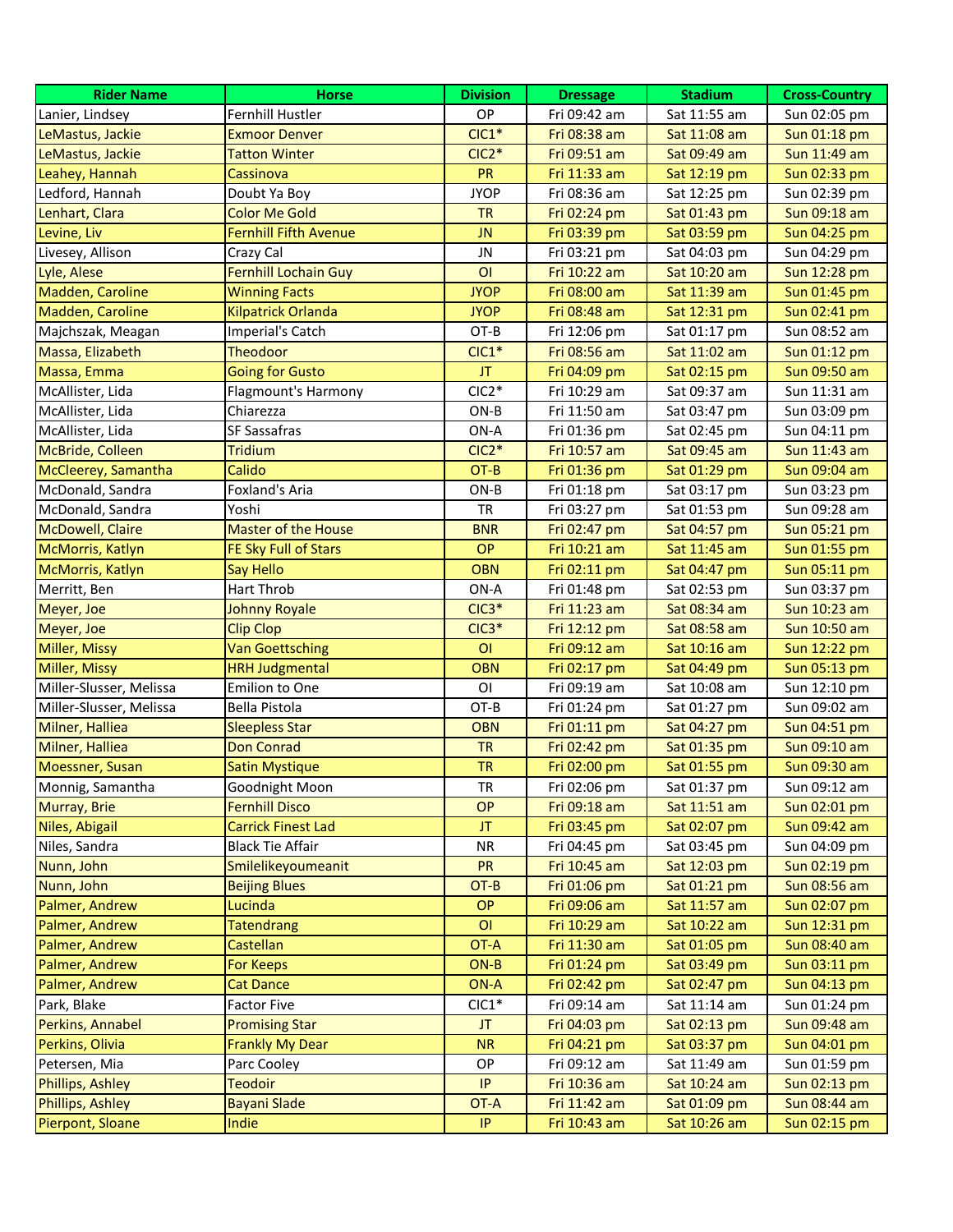| Rider Name | Horse | Division | Dressage | Stadium | Cross-Country |
|---|---|---|---|---|---|
| Lanier, Lindsey | Fernhill Hustler | OP | Fri 09:42 am | Sat 11:55 am | Sun 02:05 pm |
| LeMastus, Jackie | Exmoor Denver | CIC1* | Fri 08:38 am | Sat 11:08 am | Sun 01:18 pm |
| LeMastus, Jackie | Tatton Winter | CIC2* | Fri 09:51 am | Sat 09:49 am | Sun 11:49 am |
| Leahey, Hannah | Cassinova | PR | Fri 11:33 am | Sat 12:19 pm | Sun 02:33 pm |
| Ledford, Hannah | Doubt Ya Boy | JYOP | Fri 08:36 am | Sat 12:25 pm | Sun 02:39 pm |
| Lenhart, Clara | Color Me Gold | TR | Fri 02:24 pm | Sat 01:43 pm | Sun 09:18 am |
| Levine, Liv | Fernhill Fifth Avenue | JN | Fri 03:39 pm | Sat 03:59 pm | Sun 04:25 pm |
| Livesey, Allison | Crazy Cal | JN | Fri 03:21 pm | Sat 04:03 pm | Sun 04:29 pm |
| Lyle, Alese | Fernhill Lochain Guy | OI | Fri 10:22 am | Sat 10:20 am | Sun 12:28 pm |
| Madden, Caroline | Winning Facts | JYOP | Fri 08:00 am | Sat 11:39 am | Sun 01:45 pm |
| Madden, Caroline | Kilpatrick Orlanda | JYOP | Fri 08:48 am | Sat 12:31 pm | Sun 02:41 pm |
| Majchszak, Meagan | Imperial's Catch | OT-B | Fri 12:06 pm | Sat 01:17 pm | Sun 08:52 am |
| Massa, Elizabeth | Theodoor | CIC1* | Fri 08:56 am | Sat 11:02 am | Sun 01:12 pm |
| Massa, Emma | Going for Gusto | JT | Fri 04:09 pm | Sat 02:15 pm | Sun 09:50 am |
| McAllister, Lida | Flagmount's Harmony | CIC2* | Fri 10:29 am | Sat 09:37 am | Sun 11:31 am |
| McAllister, Lida | Chiarezza | ON-B | Fri 11:50 am | Sat 03:47 pm | Sun 03:09 pm |
| McAllister, Lida | SF Sassafras | ON-A | Fri 01:36 pm | Sat 02:45 pm | Sun 04:11 pm |
| McBride, Colleen | Tridium | CIC2* | Fri 10:57 am | Sat 09:45 am | Sun 11:43 am |
| McCleerey, Samantha | Calido | OT-B | Fri 01:36 pm | Sat 01:29 pm | Sun 09:04 am |
| McDonald, Sandra | Foxland's Aria | ON-B | Fri 01:18 pm | Sat 03:17 pm | Sun 03:23 pm |
| McDonald, Sandra | Yoshi | TR | Fri 03:27 pm | Sat 01:53 pm | Sun 09:28 am |
| McDowell, Claire | Master of the House | BNR | Fri 02:47 pm | Sat 04:57 pm | Sun 05:21 pm |
| McMorris, Katlyn | FE Sky Full of Stars | OP | Fri 10:21 am | Sat 11:45 am | Sun 01:55 pm |
| McMorris, Katlyn | Say Hello | OBN | Fri 02:11 pm | Sat 04:47 pm | Sun 05:11 pm |
| Merritt, Ben | Hart Throb | ON-A | Fri 01:48 pm | Sat 02:53 pm | Sun 03:37 pm |
| Meyer, Joe | Johnny Royale | CIC3* | Fri 11:23 am | Sat 08:34 am | Sun 10:23 am |
| Meyer, Joe | Clip Clop | CIC3* | Fri 12:12 pm | Sat 08:58 am | Sun 10:50 am |
| Miller, Missy | Van Goettsching | OI | Fri 09:12 am | Sat 10:16 am | Sun 12:22 pm |
| Miller, Missy | HRH Judgmental | OBN | Fri 02:17 pm | Sat 04:49 pm | Sun 05:13 pm |
| Miller-Slusser, Melissa | Emilion to One | OI | Fri 09:19 am | Sat 10:08 am | Sun 12:10 pm |
| Miller-Slusser, Melissa | Bella Pistola | OT-B | Fri 01:24 pm | Sat 01:27 pm | Sun 09:02 am |
| Milner, Halliea | Sleepless Star | OBN | Fri 01:11 pm | Sat 04:27 pm | Sun 04:51 pm |
| Milner, Halliea | Don Conrad | TR | Fri 02:42 pm | Sat 01:35 pm | Sun 09:10 am |
| Moessner, Susan | Satin Mystique | TR | Fri 02:00 pm | Sat 01:55 pm | Sun 09:30 am |
| Monnig, Samantha | Goodnight Moon | TR | Fri 02:06 pm | Sat 01:37 pm | Sun 09:12 am |
| Murray, Brie | Fernhill Disco | OP | Fri 09:18 am | Sat 11:51 am | Sun 02:01 pm |
| Niles, Abigail | Carrick Finest Lad | JT | Fri 03:45 pm | Sat 02:07 pm | Sun 09:42 am |
| Niles, Sandra | Black Tie Affair | NR | Fri 04:45 pm | Sat 03:45 pm | Sun 04:09 pm |
| Nunn, John | Smilelikeyoumeanit | PR | Fri 10:45 am | Sat 12:03 pm | Sun 02:19 pm |
| Nunn, John | Beijing Blues | OT-B | Fri 01:06 pm | Sat 01:21 pm | Sun 08:56 am |
| Palmer, Andrew | Lucinda | OP | Fri 09:06 am | Sat 11:57 am | Sun 02:07 pm |
| Palmer, Andrew | Tatendrang | OI | Fri 10:29 am | Sat 10:22 am | Sun 12:31 pm |
| Palmer, Andrew | Castellan | OT-A | Fri 11:30 am | Sat 01:05 pm | Sun 08:40 am |
| Palmer, Andrew | For Keeps | ON-B | Fri 01:24 pm | Sat 03:49 pm | Sun 03:11 pm |
| Palmer, Andrew | Cat Dance | ON-A | Fri 02:42 pm | Sat 02:47 pm | Sun 04:13 pm |
| Park, Blake | Factor Five | CIC1* | Fri 09:14 am | Sat 11:14 am | Sun 01:24 pm |
| Perkins, Annabel | Promising Star | JT | Fri 04:03 pm | Sat 02:13 pm | Sun 09:48 am |
| Perkins, Olivia | Frankly My Dear | NR | Fri 04:21 pm | Sat 03:37 pm | Sun 04:01 pm |
| Petersen, Mia | Parc Cooley | OP | Fri 09:12 am | Sat 11:49 am | Sun 01:59 pm |
| Phillips, Ashley | Teodoir | IP | Fri 10:36 am | Sat 10:24 am | Sun 02:13 pm |
| Phillips, Ashley | Bayani Slade | OT-A | Fri 11:42 am | Sat 01:09 pm | Sun 08:44 am |
| Pierpont, Sloane | Indie | IP | Fri 10:43 am | Sat 10:26 am | Sun 02:15 pm |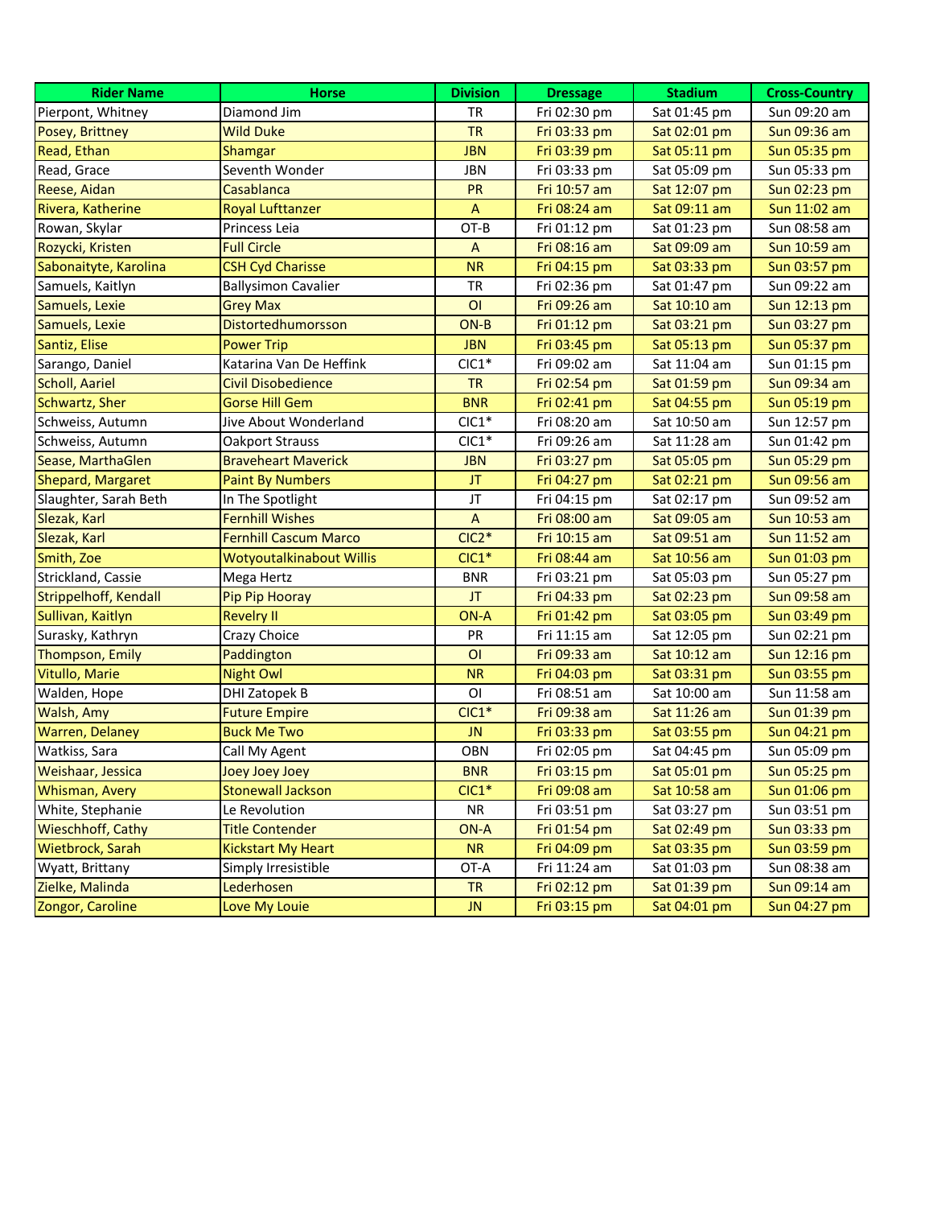| Rider Name | Horse | Division | Dressage | Stadium | Cross-Country |
|---|---|---|---|---|---|
| Pierpont, Whitney | Diamond Jim | TR | Fri 02:30 pm | Sat 01:45 pm | Sun 09:20 am |
| Posey, Brittney | Wild Duke | TR | Fri 03:33 pm | Sat 02:01 pm | Sun 09:36 am |
| Read, Ethan | Shamgar | JBN | Fri 03:39 pm | Sat 05:11 pm | Sun 05:35 pm |
| Read, Grace | Seventh Wonder | JBN | Fri 03:33 pm | Sat 05:09 pm | Sun 05:33 pm |
| Reese, Aidan | Casablanca | PR | Fri 10:57 am | Sat 12:07 pm | Sun 02:23 pm |
| Rivera, Katherine | Royal Lufttanzer | A | Fri 08:24 am | Sat 09:11 am | Sun 11:02 am |
| Rowan, Skylar | Princess Leia | OT-B | Fri 01:12 pm | Sat 01:23 pm | Sun 08:58 am |
| Rozycki, Kristen | Full Circle | A | Fri 08:16 am | Sat 09:09 am | Sun 10:59 am |
| Sabonaityte, Karolina | CSH Cyd Charisse | NR | Fri 04:15 pm | Sat 03:33 pm | Sun 03:57 pm |
| Samuels, Kaitlyn | Ballysimon Cavalier | TR | Fri 02:36 pm | Sat 01:47 pm | Sun 09:22 am |
| Samuels, Lexie | Grey Max | OI | Fri 09:26 am | Sat 10:10 am | Sun 12:13 pm |
| Samuels, Lexie | Distortedhumorsson | ON-B | Fri 01:12 pm | Sat 03:21 pm | Sun 03:27 pm |
| Santiz, Elise | Power Trip | JBN | Fri 03:45 pm | Sat 05:13 pm | Sun 05:37 pm |
| Sarango, Daniel | Katarina Van De Heffink | CIC1* | Fri 09:02 am | Sat 11:04 am | Sun 01:15 pm |
| Scholl, Aariel | Civil Disobedience | TR | Fri 02:54 pm | Sat 01:59 pm | Sun 09:34 am |
| Schwartz, Sher | Gorse Hill Gem | BNR | Fri 02:41 pm | Sat 04:55 pm | Sun 05:19 pm |
| Schweiss, Autumn | Jive About Wonderland | CIC1* | Fri 08:20 am | Sat 10:50 am | Sun 12:57 pm |
| Schweiss, Autumn | Oakport Strauss | CIC1* | Fri 09:26 am | Sat 11:28 am | Sun 01:42 pm |
| Sease, MarthaGlen | Braveheart Maverick | JBN | Fri 03:27 pm | Sat 05:05 pm | Sun 05:29 pm |
| Shepard, Margaret | Paint By Numbers | JT | Fri 04:27 pm | Sat 02:21 pm | Sun 09:56 am |
| Slaughter, Sarah Beth | In The Spotlight | JT | Fri 04:15 pm | Sat 02:17 pm | Sun 09:52 am |
| Slezak, Karl | Fernhill Wishes | A | Fri 08:00 am | Sat 09:05 am | Sun 10:53 am |
| Slezak, Karl | Fernhill Cascum Marco | CIC2* | Fri 10:15 am | Sat 09:51 am | Sun 11:52 am |
| Smith, Zoe | Wotyoutalkinabout Willis | CIC1* | Fri 08:44 am | Sat 10:56 am | Sun 01:03 pm |
| Strickland, Cassie | Mega Hertz | BNR | Fri 03:21 pm | Sat 05:03 pm | Sun 05:27 pm |
| Strippelhoff, Kendall | Pip Pip Hooray | JT | Fri 04:33 pm | Sat 02:23 pm | Sun 09:58 am |
| Sullivan, Kaitlyn | Revelry II | ON-A | Fri 01:42 pm | Sat 03:05 pm | Sun 03:49 pm |
| Surasky, Kathryn | Crazy Choice | PR | Fri 11:15 am | Sat 12:05 pm | Sun 02:21 pm |
| Thompson, Emily | Paddington | OI | Fri 09:33 am | Sat 10:12 am | Sun 12:16 pm |
| Vitullo, Marie | Night Owl | NR | Fri 04:03 pm | Sat 03:31 pm | Sun 03:55 pm |
| Walden, Hope | DHI Zatopek B | OI | Fri 08:51 am | Sat 10:00 am | Sun 11:58 am |
| Walsh, Amy | Future Empire | CIC1* | Fri 09:38 am | Sat 11:26 am | Sun 01:39 pm |
| Warren, Delaney | Buck Me Two | JN | Fri 03:33 pm | Sat 03:55 pm | Sun 04:21 pm |
| Watkiss, Sara | Call My Agent | OBN | Fri 02:05 pm | Sat 04:45 pm | Sun 05:09 pm |
| Weishaar, Jessica | Joey Joey Joey | BNR | Fri 03:15 pm | Sat 05:01 pm | Sun 05:25 pm |
| Whisman, Avery | Stonewall Jackson | CIC1* | Fri 09:08 am | Sat 10:58 am | Sun 01:06 pm |
| White, Stephanie | Le Revolution | NR | Fri 03:51 pm | Sat 03:27 pm | Sun 03:51 pm |
| Wieschhoff, Cathy | Title Contender | ON-A | Fri 01:54 pm | Sat 02:49 pm | Sun 03:33 pm |
| Wietbrock, Sarah | Kickstart My Heart | NR | Fri 04:09 pm | Sat 03:35 pm | Sun 03:59 pm |
| Wyatt, Brittany | Simply Irresistible | OT-A | Fri 11:24 am | Sat 01:03 pm | Sun 08:38 am |
| Zielke, Malinda | Lederhosen | TR | Fri 02:12 pm | Sat 01:39 pm | Sun 09:14 am |
| Zongor, Caroline | Love My Louie | JN | Fri 03:15 pm | Sat 04:01 pm | Sun 04:27 pm |